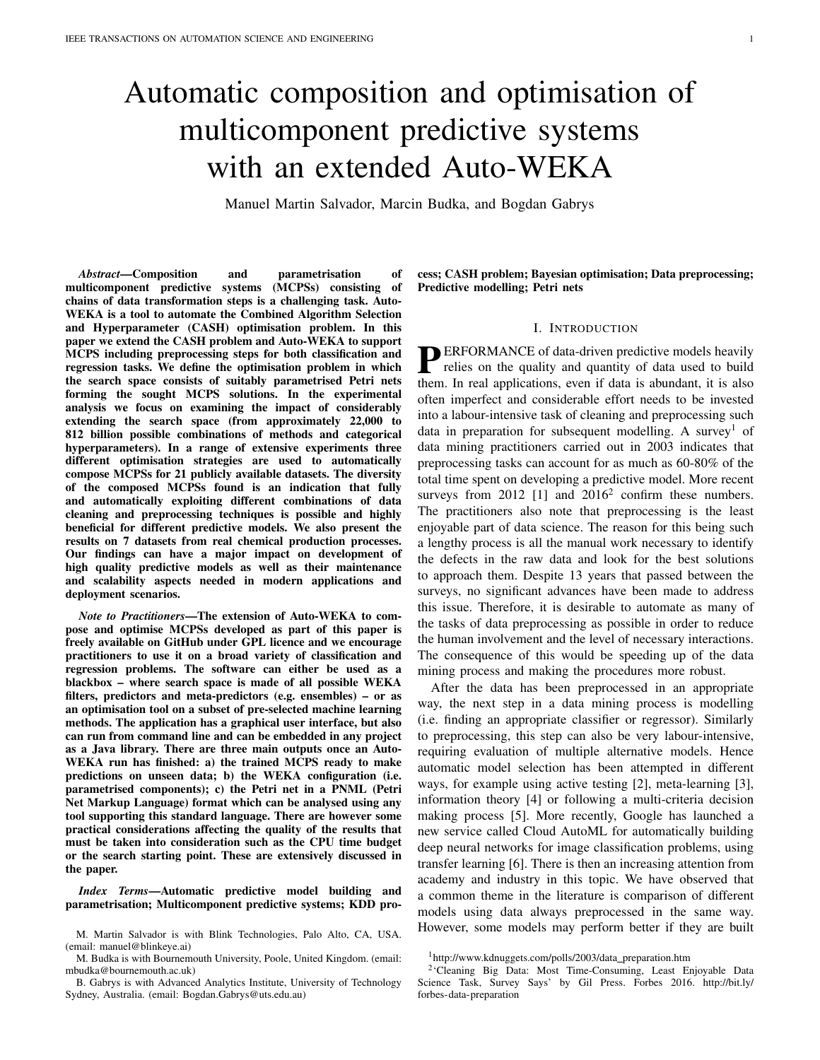# Automatic composition and optimisation of multicomponent predictive systems with an extended Auto-WEKA

Manuel Martin Salvador, Marcin Budka, and Bogdan Gabrys

***Abstract*—Composition and parametrisation of multicomponent predictive systems (MCPSs) consisting of chains of data transformation steps is a challenging task. Auto-WEKA is a tool to automate the Combined Algorithm Selection and Hyperparameter (CASH) optimisation problem. In this paper we extend the CASH problem and Auto-WEKA to support MCPS including preprocessing steps for both classification and regression tasks. We define the optimisation problem in which the search space consists of suitably parametrised Petri nets forming the sought MCPS solutions. In the experimental analysis we focus on examining the impact of considerably extending the search space (from approximately 22,000 to 812 billion possible combinations of methods and categorical hyperparameters). In a range of extensive experiments three different optimisation strategies are used to automatically compose MCPSs for 21 publicly available datasets. The diversity of the composed MCPSs found is an indication that fully and automatically exploiting different combinations of data cleaning and preprocessing techniques is possible and highly beneficial for different predictive models. We also present the results on 7 datasets from real chemical production processes. Our findings can have a major impact on development of high quality predictive models as well as their maintenance and scalability aspects needed in modern applications and deployment scenarios.**

***Note to Practitioners*—The extension of Auto-WEKA to compose and optimise MCPSs developed as part of this paper is freely available on GitHub under GPL licence and we encourage practitioners to use it on a broad variety of classification and regression problems. The software can either be used as a blackbox – where search space is made of all possible WEKA filters, predictors and meta-predictors (e.g. ensembles) – or as an optimisation tool on a subset of pre-selected machine learning methods. The application has a graphical user interface, but also can run from command line and can be embedded in any project as a Java library. There are three main outputs once an Auto-WEKA run has finished: a) the trained MCPS ready to make predictions on unseen data; b) the WEKA configuration (i.e. parametrised components); c) the Petri net in a PNML (Petri Net Markup Language) format which can be analysed using any tool supporting this standard language. There are however some practical considerations affecting the quality of the results that must be taken into consideration such as the CPU time budget or the search starting point. These are extensively discussed in the paper.**

***Index Terms*—Automatic predictive model building and parametrisation; Multicomponent predictive systems; KDD process; CASH problem; Bayesian optimisation; Data preprocessing; Predictive modelling; Petri nets**

M. Martin Salvador is with Blink Technologies, Palo Alto, CA, USA. (email: manuel@blinkeye.ai)

M. Budka is with Bournemouth University, Poole, United Kingdom. (email: mbudka@bournemouth.ac.uk)

B. Gabrys is with Advanced Analytics Institute, University of Technology Sydney, Australia. (email: Bogdan.Gabrys@uts.edu.au)

## I. Introduction

Performance of data-driven predictive models heavily relies on the quality and quantity of data used to build them. In real applications, even if data is abundant, it is also often imperfect and considerable effort needs to be invested into a labour-intensive task of cleaning and preprocessing such data in preparation for subsequent modelling. A survey[1] of data mining practitioners carried out in 2003 indicates that preprocessing tasks can account for as much as 60-80% of the total time spent on developing a predictive model. More recent surveys from 2012 [1] and 2016[2] confirm these numbers. The practitioners also note that preprocessing is the least enjoyable part of data science. The reason for this being such a lengthy process is all the manual work necessary to identify the defects in the raw data and look for the best solutions to approach them. Despite 13 years that passed between the surveys, no significant advances have been made to address this issue. Therefore, it is desirable to automate as many of the tasks of data preprocessing as possible in order to reduce the human involvement and the level of necessary interactions. The consequence of this would be speeding up of the data mining process and making the procedures more robust.

After the data has been preprocessed in an appropriate way, the next step in a data mining process is modelling (i.e. finding an appropriate classifier or regressor). Similarly to preprocessing, this step can also be very labour-intensive, requiring evaluation of multiple alternative models. Hence automatic model selection has been attempted in different ways, for example using active testing [2], meta-learning [3], information theory [4] or following a multi-criteria decision making process [5]. More recently, Google has launched a new service called Cloud AutoML for automatically building deep neural networks for image classification problems, using transfer learning [6]. There is then an increasing attention from academy and industry in this topic. We have observed that a common theme in the literature is comparison of different models using data always preprocessed in the same way. However, some models may perform better if they are built

[1] http://www.kdnuggets.com/polls/2003/data_preparation.htm

[2] 'Cleaning Big Data: Most Time-Consuming, Least Enjoyable Data Science Task, Survey Says' by Gil Press. Forbes 2016. http://bit.ly/forbes-data-preparation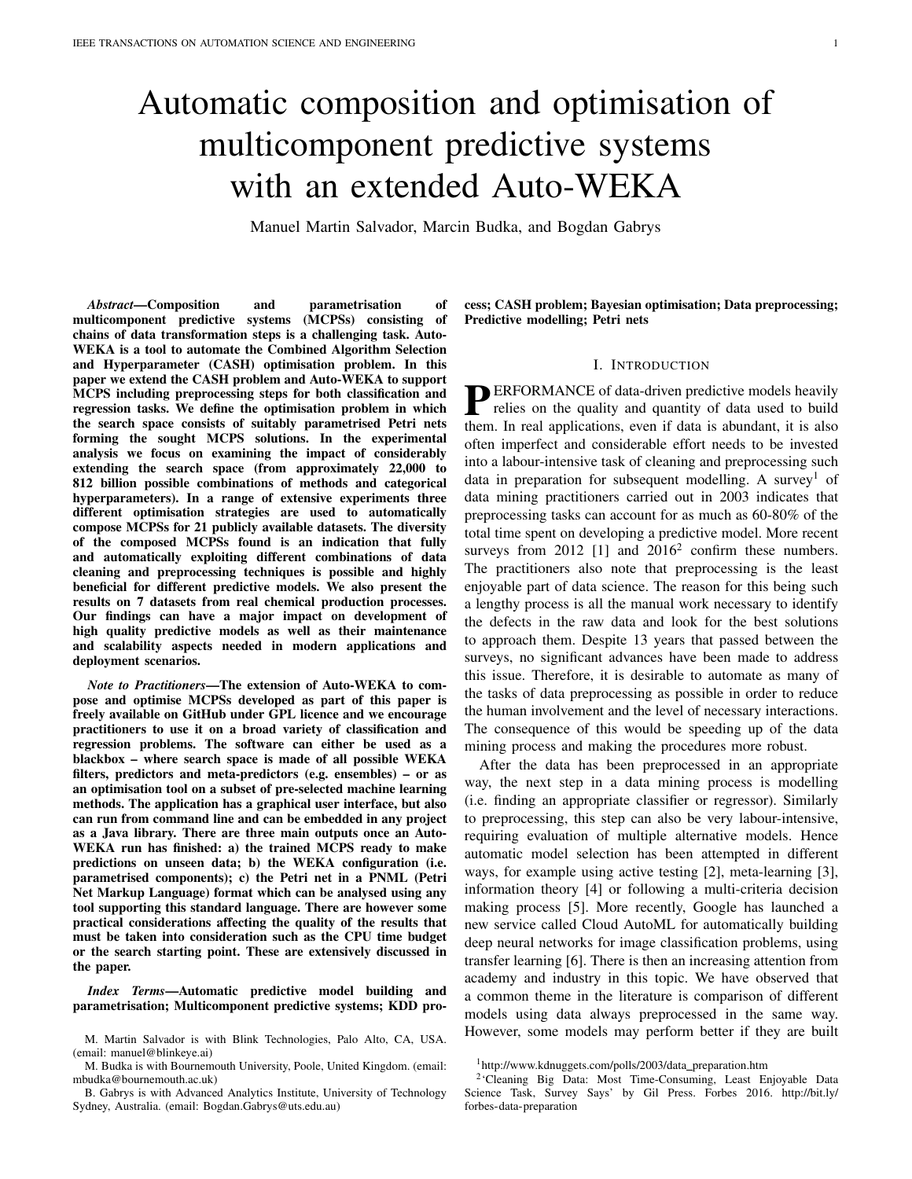# Automatic composition and optimisation of multicomponent predictive systems with an extended Auto-WEKA

Manuel Martin Salvador, Marcin Budka, and Bogdan Gabrys

***Abstract*—Composition and parametrisation of multicomponent predictive systems (MCPSs) consisting of chains of data transformation steps is a challenging task. Auto-WEKA is a tool to automate the Combined Algorithm Selection and Hyperparameter (CASH) optimisation problem. In this paper we extend the CASH problem and Auto-WEKA to support MCPS including preprocessing steps for both classification and regression tasks. We define the optimisation problem in which the search space consists of suitably parametrised Petri nets forming the sought MCPS solutions. In the experimental analysis we focus on examining the impact of considerably extending the search space (from approximately 22,000 to 812 billion possible combinations of methods and categorical hyperparameters). In a range of extensive experiments three different optimisation strategies are used to automatically compose MCPSs for 21 publicly available datasets. The diversity of the composed MCPSs found is an indication that fully and automatically exploiting different combinations of data cleaning and preprocessing techniques is possible and highly beneficial for different predictive models. We also present the results on 7 datasets from real chemical production processes. Our findings can have a major impact on development of high quality predictive models as well as their maintenance and scalability aspects needed in modern applications and deployment scenarios.**

***Note to Practitioners*—The extension of Auto-WEKA to compose and optimise MCPSs developed as part of this paper is freely available on GitHub under GPL licence and we encourage practitioners to use it on a broad variety of classification and regression problems. The software can either be used as a blackbox – where search space is made of all possible WEKA filters, predictors and meta-predictors (e.g. ensembles) – or as an optimisation tool on a subset of pre-selected machine learning methods. The application has a graphical user interface, but also can run from command line and can be embedded in any project as a Java library. There are three main outputs once an Auto-WEKA run has finished: a) the trained MCPS ready to make predictions on unseen data; b) the WEKA configuration (i.e. parametrised components); c) the Petri net in a PNML (Petri Net Markup Language) format which can be analysed using any tool supporting this standard language. There are however some practical considerations affecting the quality of the results that must be taken into consideration such as the CPU time budget or the search starting point. These are extensively discussed in the paper.**

***Index Terms*—Automatic predictive model building and parametrisation; Multicomponent predictive systems; KDD process; CASH problem; Bayesian optimisation; Data preprocessing; Predictive modelling; Petri nets**

M. Martin Salvador is with Blink Technologies, Palo Alto, CA, USA. (email: manuel@blinkeye.ai)

M. Budka is with Bournemouth University, Poole, United Kingdom. (email: mbudka@bournemouth.ac.uk)

B. Gabrys is with Advanced Analytics Institute, University of Technology Sydney, Australia. (email: Bogdan.Gabrys@uts.edu.au)

## I. Introduction

Performance of data-driven predictive models heavily relies on the quality and quantity of data used to build them. In real applications, even if data is abundant, it is also often imperfect and considerable effort needs to be invested into a labour-intensive task of cleaning and preprocessing such data in preparation for subsequent modelling. A survey[1] of data mining practitioners carried out in 2003 indicates that preprocessing tasks can account for as much as 60-80% of the total time spent on developing a predictive model. More recent surveys from 2012 [1] and 2016[2] confirm these numbers. The practitioners also note that preprocessing is the least enjoyable part of data science. The reason for this being such a lengthy process is all the manual work necessary to identify the defects in the raw data and look for the best solutions to approach them. Despite 13 years that passed between the surveys, no significant advances have been made to address this issue. Therefore, it is desirable to automate as many of the tasks of data preprocessing as possible in order to reduce the human involvement and the level of necessary interactions. The consequence of this would be speeding up of the data mining process and making the procedures more robust.

After the data has been preprocessed in an appropriate way, the next step in a data mining process is modelling (i.e. finding an appropriate classifier or regressor). Similarly to preprocessing, this step can also be very labour-intensive, requiring evaluation of multiple alternative models. Hence automatic model selection has been attempted in different ways, for example using active testing [2], meta-learning [3], information theory [4] or following a multi-criteria decision making process [5]. More recently, Google has launched a new service called Cloud AutoML for automatically building deep neural networks for image classification problems, using transfer learning [6]. There is then an increasing attention from academy and industry in this topic. We have observed that a common theme in the literature is comparison of different models using data always preprocessed in the same way. However, some models may perform better if they are built

[1] http://www.kdnuggets.com/polls/2003/data_preparation.htm

[2] 'Cleaning Big Data: Most Time-Consuming, Least Enjoyable Data Science Task, Survey Says' by Gil Press. Forbes 2016. http://bit.ly/forbes-data-preparation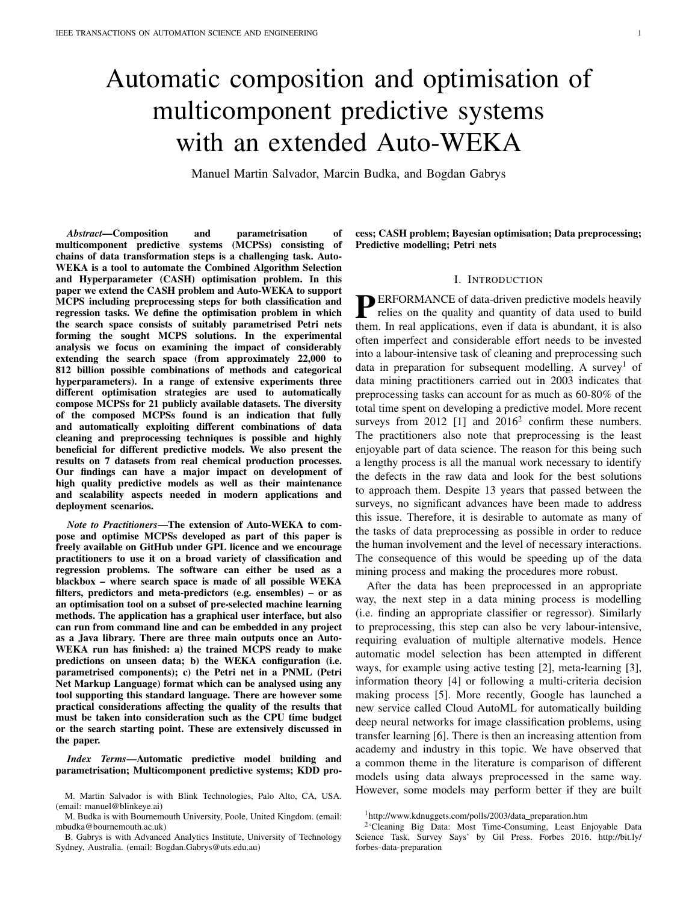# Automatic composition and optimisation of multicomponent predictive systems with an extended Auto-WEKA

Manuel Martin Salvador, Marcin Budka, and Bogdan Gabrys

***Abstract*—Composition and parametrisation of multicomponent predictive systems (MCPSs) consisting of chains of data transformation steps is a challenging task. Auto-WEKA is a tool to automate the Combined Algorithm Selection and Hyperparameter (CASH) optimisation problem. In this paper we extend the CASH problem and Auto-WEKA to support MCPS including preprocessing steps for both classification and regression tasks. We define the optimisation problem in which the search space consists of suitably parametrised Petri nets forming the sought MCPS solutions. In the experimental analysis we focus on examining the impact of considerably extending the search space (from approximately 22,000 to 812 billion possible combinations of methods and categorical hyperparameters). In a range of extensive experiments three different optimisation strategies are used to automatically compose MCPSs for 21 publicly available datasets. The diversity of the composed MCPSs found is an indication that fully and automatically exploiting different combinations of data cleaning and preprocessing techniques is possible and highly beneficial for different predictive models. We also present the results on 7 datasets from real chemical production processes. Our findings can have a major impact on development of high quality predictive models as well as their maintenance and scalability aspects needed in modern applications and deployment scenarios.**

***Note to Practitioners*—The extension of Auto-WEKA to compose and optimise MCPSs developed as part of this paper is freely available on GitHub under GPL licence and we encourage practitioners to use it on a broad variety of classification and regression problems. The software can either be used as a blackbox – where search space is made of all possible WEKA filters, predictors and meta-predictors (e.g. ensembles) – or as an optimisation tool on a subset of pre-selected machine learning methods. The application has a graphical user interface, but also can run from command line and can be embedded in any project as a Java library. There are three main outputs once an Auto-WEKA run has finished: a) the trained MCPS ready to make predictions on unseen data; b) the WEKA configuration (i.e. parametrised components); c) the Petri net in a PNML (Petri Net Markup Language) format which can be analysed using any tool supporting this standard language. There are however some practical considerations affecting the quality of the results that must be taken into consideration such as the CPU time budget or the search starting point. These are extensively discussed in the paper.**

***Index Terms*—Automatic predictive model building and parametrisation; Multicomponent predictive systems; KDD process; CASH problem; Bayesian optimisation; Data preprocessing; Predictive modelling; Petri nets**

M. Martin Salvador is with Blink Technologies, Palo Alto, CA, USA. (email: manuel@blinkeye.ai)

M. Budka is with Bournemouth University, Poole, United Kingdom. (email: mbudka@bournemouth.ac.uk)

B. Gabrys is with Advanced Analytics Institute, University of Technology Sydney, Australia. (email: Bogdan.Gabrys@uts.edu.au)

## I. Introduction

PERFORMANCE of data-driven predictive models heavily relies on the quality and quantity of data used to build them. In real applications, even if data is abundant, it is also often imperfect and considerable effort needs to be invested into a labour-intensive task of cleaning and preprocessing such data in preparation for subsequent modelling. A survey[1] of data mining practitioners carried out in 2003 indicates that preprocessing tasks can account for as much as 60-80% of the total time spent on developing a predictive model. More recent surveys from 2012 [1] and 2016[2] confirm these numbers. The practitioners also note that preprocessing is the least enjoyable part of data science. The reason for this being such a lengthy process is all the manual work necessary to identify the defects in the raw data and look for the best solutions to approach them. Despite 13 years that passed between the surveys, no significant advances have been made to address this issue. Therefore, it is desirable to automate as many of the tasks of data preprocessing as possible in order to reduce the human involvement and the level of necessary interactions. The consequence of this would be speeding up of the data mining process and making the procedures more robust.

After the data has been preprocessed in an appropriate way, the next step in a data mining process is modelling (i.e. finding an appropriate classifier or regressor). Similarly to preprocessing, this step can also be very labour-intensive, requiring evaluation of multiple alternative models. Hence automatic model selection has been attempted in different ways, for example using active testing [2], meta-learning [3], information theory [4] or following a multi-criteria decision making process [5]. More recently, Google has launched a new service called Cloud AutoML for automatically building deep neural networks for image classification problems, using transfer learning [6]. There is then an increasing attention from academy and industry in this topic. We have observed that a common theme in the literature is comparison of different models using data always preprocessed in the same way. However, some models may perform better if they are built

[1] http://www.kdnuggets.com/polls/2003/data_preparation.htm

[2] 'Cleaning Big Data: Most Time-Consuming, Least Enjoyable Data Science Task, Survey Says' by Gil Press. Forbes 2016. http://bit.ly/forbes-data-preparation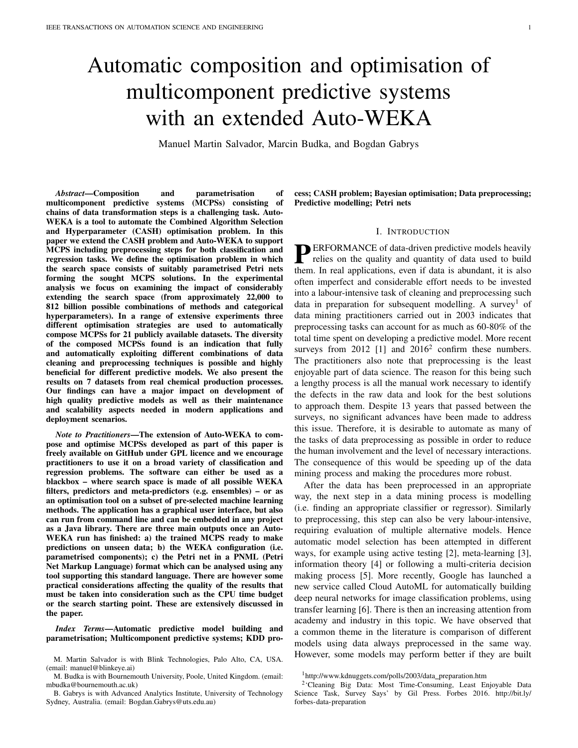# Automatic composition and optimisation of multicomponent predictive systems with an extended Auto-WEKA

Manuel Martin Salvador, Marcin Budka, and Bogdan Gabrys

***Abstract*—Composition and parametrisation of multicomponent predictive systems (MCPSs) consisting of chains of data transformation steps is a challenging task. Auto-WEKA is a tool to automate the Combined Algorithm Selection and Hyperparameter (CASH) optimisation problem. In this paper we extend the CASH problem and Auto-WEKA to support MCPS including preprocessing steps for both classification and regression tasks. We define the optimisation problem in which the search space consists of suitably parametrised Petri nets forming the sought MCPS solutions. In the experimental analysis we focus on examining the impact of considerably extending the search space (from approximately 22,000 to 812 billion possible combinations of methods and categorical hyperparameters). In a range of extensive experiments three different optimisation strategies are used to automatically compose MCPSs for 21 publicly available datasets. The diversity of the composed MCPSs found is an indication that fully and automatically exploiting different combinations of data cleaning and preprocessing techniques is possible and highly beneficial for different predictive models. We also present the results on 7 datasets from real chemical production processes. Our findings can have a major impact on development of high quality predictive models as well as their maintenance and scalability aspects needed in modern applications and deployment scenarios.**

***Note to Practitioners*—The extension of Auto-WEKA to compose and optimise MCPSs developed as part of this paper is freely available on GitHub under GPL licence and we encourage practitioners to use it on a broad variety of classification and regression problems. The software can either be used as a blackbox – where search space is made of all possible WEKA filters, predictors and meta-predictors (e.g. ensembles) – or as an optimisation tool on a subset of pre-selected machine learning methods. The application has a graphical user interface, but also can run from command line and can be embedded in any project as a Java library. There are three main outputs once an Auto-WEKA run has finished: a) the trained MCPS ready to make predictions on unseen data; b) the WEKA configuration (i.e. parametrised components); c) the Petri net in a PNML (Petri Net Markup Language) format which can be analysed using any tool supporting this standard language. There are however some practical considerations affecting the quality of the results that must be taken into consideration such as the CPU time budget or the search starting point. These are extensively discussed in the paper.**

***Index Terms*—Automatic predictive model building and parametrisation; Multicomponent predictive systems; KDD process; CASH problem; Bayesian optimisation; Data preprocessing; Predictive modelling; Petri nets**

M. Martin Salvador is with Blink Technologies, Palo Alto, CA, USA. (email: manuel@blinkeye.ai)

M. Budka is with Bournemouth University, Poole, United Kingdom. (email: mbudka@bournemouth.ac.uk)

B. Gabrys is with Advanced Analytics Institute, University of Technology Sydney, Australia. (email: Bogdan.Gabrys@uts.edu.au)

## I. Introduction

Performance of data-driven predictive models heavily relies on the quality and quantity of data used to build them. In real applications, even if data is abundant, it is also often imperfect and considerable effort needs to be invested into a labour-intensive task of cleaning and preprocessing such data in preparation for subsequent modelling. A survey[1] of data mining practitioners carried out in 2003 indicates that preprocessing tasks can account for as much as 60-80% of the total time spent on developing a predictive model. More recent surveys from 2012 [1] and 2016[2] confirm these numbers. The practitioners also note that preprocessing is the least enjoyable part of data science. The reason for this being such a lengthy process is all the manual work necessary to identify the defects in the raw data and look for the best solutions to approach them. Despite 13 years that passed between the surveys, no significant advances have been made to address this issue. Therefore, it is desirable to automate as many of the tasks of data preprocessing as possible in order to reduce the human involvement and the level of necessary interactions. The consequence of this would be speeding up of the data mining process and making the procedures more robust.

After the data has been preprocessed in an appropriate way, the next step in a data mining process is modelling (i.e. finding an appropriate classifier or regressor). Similarly to preprocessing, this step can also be very labour-intensive, requiring evaluation of multiple alternative models. Hence automatic model selection has been attempted in different ways, for example using active testing [2], meta-learning [3], information theory [4] or following a multi-criteria decision making process [5]. More recently, Google has launched a new service called Cloud AutoML for automatically building deep neural networks for image classification problems, using transfer learning [6]. There is then an increasing attention from academy and industry in this topic. We have observed that a common theme in the literature is comparison of different models using data always preprocessed in the same way. However, some models may perform better if they are built

[1] http://www.kdnuggets.com/polls/2003/data_preparation.htm

[2] 'Cleaning Big Data: Most Time-Consuming, Least Enjoyable Data Science Task, Survey Says' by Gil Press. Forbes 2016. http://bit.ly/forbes-data-preparation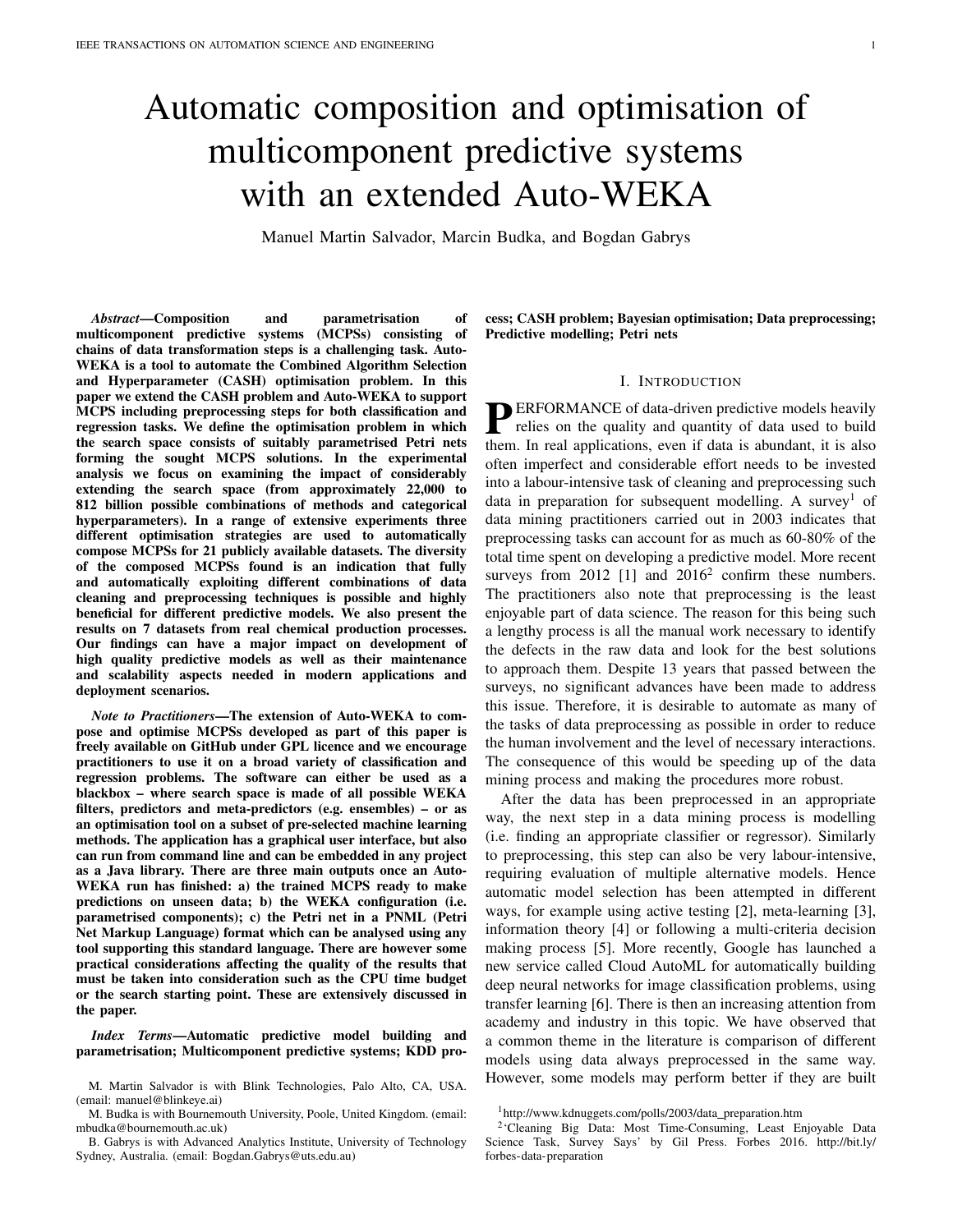# Automatic composition and optimisation of multicomponent predictive systems with an extended Auto-WEKA

Manuel Martin Salvador, Marcin Budka, and Bogdan Gabrys

***Abstract*—Composition and parametrisation of multicomponent predictive systems (MCPSs) consisting of chains of data transformation steps is a challenging task. Auto-WEKA is a tool to automate the Combined Algorithm Selection and Hyperparameter (CASH) optimisation problem. In this paper we extend the CASH problem and Auto-WEKA to support MCPS including preprocessing steps for both classification and regression tasks. We define the optimisation problem in which the search space consists of suitably parametrised Petri nets forming the sought MCPS solutions. In the experimental analysis we focus on examining the impact of considerably extending the search space (from approximately 22,000 to 812 billion possible combinations of methods and categorical hyperparameters). In a range of extensive experiments three different optimisation strategies are used to automatically compose MCPSs for 21 publicly available datasets. The diversity of the composed MCPSs found is an indication that fully and automatically exploiting different combinations of data cleaning and preprocessing techniques is possible and highly beneficial for different predictive models. We also present the results on 7 datasets from real chemical production processes. Our findings can have a major impact on development of high quality predictive models as well as their maintenance and scalability aspects needed in modern applications and deployment scenarios.**

***Note to Practitioners*—The extension of Auto-WEKA to compose and optimise MCPSs developed as part of this paper is freely available on GitHub under GPL licence and we encourage practitioners to use it on a broad variety of classification and regression problems. The software can either be used as a blackbox – where search space is made of all possible WEKA filters, predictors and meta-predictors (e.g. ensembles) – or as an optimisation tool on a subset of pre-selected machine learning methods. The application has a graphical user interface, but also can run from command line and can be embedded in any project as a Java library. There are three main outputs once an Auto-WEKA run has finished: a) the trained MCPS ready to make predictions on unseen data; b) the WEKA configuration (i.e. parametrised components); c) the Petri net in a PNML (Petri Net Markup Language) format which can be analysed using any tool supporting this standard language. There are however some practical considerations affecting the quality of the results that must be taken into consideration such as the CPU time budget or the search starting point. These are extensively discussed in the paper.**

***Index Terms*—Automatic predictive model building and parametrisation; Multicomponent predictive systems; KDD process; CASH problem; Bayesian optimisation; Data preprocessing; Predictive modelling; Petri nets**

M. Martin Salvador is with Blink Technologies, Palo Alto, CA, USA. (email: manuel@blinkeye.ai)

M. Budka is with Bournemouth University, Poole, United Kingdom. (email: mbudka@bournemouth.ac.uk)

B. Gabrys is with Advanced Analytics Institute, University of Technology Sydney, Australia. (email: Bogdan.Gabrys@uts.edu.au)

## I. Introduction

Performance of data-driven predictive models heavily relies on the quality and quantity of data used to build them. In real applications, even if data is abundant, it is also often imperfect and considerable effort needs to be invested into a labour-intensive task of cleaning and preprocessing such data in preparation for subsequent modelling. A survey[1] of data mining practitioners carried out in 2003 indicates that preprocessing tasks can account for as much as 60-80% of the total time spent on developing a predictive model. More recent surveys from 2012 [1] and 2016[2] confirm these numbers. The practitioners also note that preprocessing is the least enjoyable part of data science. The reason for this being such a lengthy process is all the manual work necessary to identify the defects in the raw data and look for the best solutions to approach them. Despite 13 years that passed between the surveys, no significant advances have been made to address this issue. Therefore, it is desirable to automate as many of the tasks of data preprocessing as possible in order to reduce the human involvement and the level of necessary interactions. The consequence of this would be speeding up of the data mining process and making the procedures more robust.

After the data has been preprocessed in an appropriate way, the next step in a data mining process is modelling (i.e. finding an appropriate classifier or regressor). Similarly to preprocessing, this step can also be very labour-intensive, requiring evaluation of multiple alternative models. Hence automatic model selection has been attempted in different ways, for example using active testing [2], meta-learning [3], information theory [4] or following a multi-criteria decision making process [5]. More recently, Google has launched a new service called Cloud AutoML for automatically building deep neural networks for image classification problems, using transfer learning [6]. There is then an increasing attention from academy and industry in this topic. We have observed that a common theme in the literature is comparison of different models using data always preprocessed in the same way. However, some models may perform better if they are built

[1] http://www.kdnuggets.com/polls/2003/data_preparation.htm

[2] 'Cleaning Big Data: Most Time-Consuming, Least Enjoyable Data Science Task, Survey Says' by Gil Press. Forbes 2016. http://bit.ly/forbes-data-preparation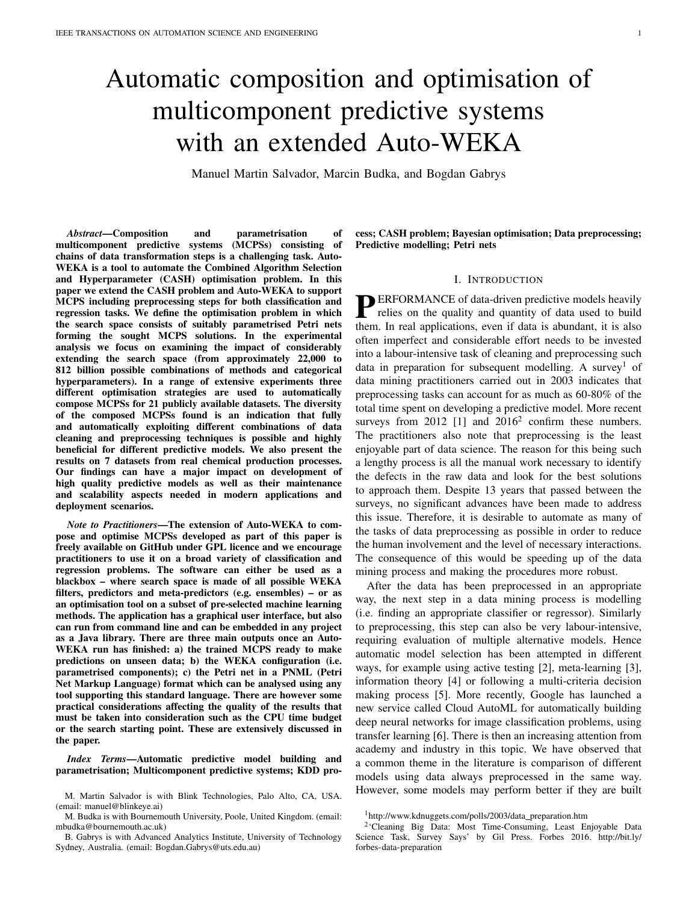# Automatic composition and optimisation of multicomponent predictive systems with an extended Auto-WEKA

Manuel Martin Salvador, Marcin Budka, and Bogdan Gabrys

***Abstract*—Composition and parametrisation of multicomponent predictive systems (MCPSs) consisting of chains of data transformation steps is a challenging task. Auto-WEKA is a tool to automate the Combined Algorithm Selection and Hyperparameter (CASH) optimisation problem. In this paper we extend the CASH problem and Auto-WEKA to support MCPS including preprocessing steps for both classification and regression tasks. We define the optimisation problem in which the search space consists of suitably parametrised Petri nets forming the sought MCPS solutions. In the experimental analysis we focus on examining the impact of considerably extending the search space (from approximately 22,000 to 812 billion possible combinations of methods and categorical hyperparameters). In a range of extensive experiments three different optimisation strategies are used to automatically compose MCPSs for 21 publicly available datasets. The diversity of the composed MCPSs found is an indication that fully and automatically exploiting different combinations of data cleaning and preprocessing techniques is possible and highly beneficial for different predictive models. We also present the results on 7 datasets from real chemical production processes. Our findings can have a major impact on development of high quality predictive models as well as their maintenance and scalability aspects needed in modern applications and deployment scenarios.**

***Note to Practitioners*—The extension of Auto-WEKA to compose and optimise MCPSs developed as part of this paper is freely available on GitHub under GPL licence and we encourage practitioners to use it on a broad variety of classification and regression problems. The software can either be used as a blackbox – where search space is made of all possible WEKA filters, predictors and meta-predictors (e.g. ensembles) – or as an optimisation tool on a subset of pre-selected machine learning methods. The application has a graphical user interface, but also can run from command line and can be embedded in any project as a Java library. There are three main outputs once an Auto-WEKA run has finished: a) the trained MCPS ready to make predictions on unseen data; b) the WEKA configuration (i.e. parametrised components); c) the Petri net in a PNML (Petri Net Markup Language) format which can be analysed using any tool supporting this standard language. There are however some practical considerations affecting the quality of the results that must be taken into consideration such as the CPU time budget or the search starting point. These are extensively discussed in the paper.**

***Index Terms*—Automatic predictive model building and parametrisation; Multicomponent predictive systems; KDD process; CASH problem; Bayesian optimisation; Data preprocessing; Predictive modelling; Petri nets**

M. Martin Salvador is with Blink Technologies, Palo Alto, CA, USA. (email: manuel@blinkeye.ai)

M. Budka is with Bournemouth University, Poole, United Kingdom. (email: mbudka@bournemouth.ac.uk)

B. Gabrys is with Advanced Analytics Institute, University of Technology Sydney, Australia. (email: Bogdan.Gabrys@uts.edu.au)

## I. Introduction

PERFORMANCE of data-driven predictive models heavily relies on the quality and quantity of data used to build them. In real applications, even if data is abundant, it is also often imperfect and considerable effort needs to be invested into a labour-intensive task of cleaning and preprocessing such data in preparation for subsequent modelling. A survey[1] of data mining practitioners carried out in 2003 indicates that preprocessing tasks can account for as much as 60-80% of the total time spent on developing a predictive model. More recent surveys from 2012 [1] and 2016[2] confirm these numbers. The practitioners also note that preprocessing is the least enjoyable part of data science. The reason for this being such a lengthy process is all the manual work necessary to identify the defects in the raw data and look for the best solutions to approach them. Despite 13 years that passed between the surveys, no significant advances have been made to address this issue. Therefore, it is desirable to automate as many of the tasks of data preprocessing as possible in order to reduce the human involvement and the level of necessary interactions. The consequence of this would be speeding up of the data mining process and making the procedures more robust.

After the data has been preprocessed in an appropriate way, the next step in a data mining process is modelling (i.e. finding an appropriate classifier or regressor). Similarly to preprocessing, this step can also be very labour-intensive, requiring evaluation of multiple alternative models. Hence automatic model selection has been attempted in different ways, for example using active testing [2], meta-learning [3], information theory [4] or following a multi-criteria decision making process [5]. More recently, Google has launched a new service called Cloud AutoML for automatically building deep neural networks for image classification problems, using transfer learning [6]. There is then an increasing attention from academy and industry in this topic. We have observed that a common theme in the literature is comparison of different models using data always preprocessed in the same way. However, some models may perform better if they are built

[1] http://www.kdnuggets.com/polls/2003/data_preparation.htm

[2] 'Cleaning Big Data: Most Time-Consuming, Least Enjoyable Data Science Task, Survey Says' by Gil Press. Forbes 2016. http://bit.ly/forbes-data-preparation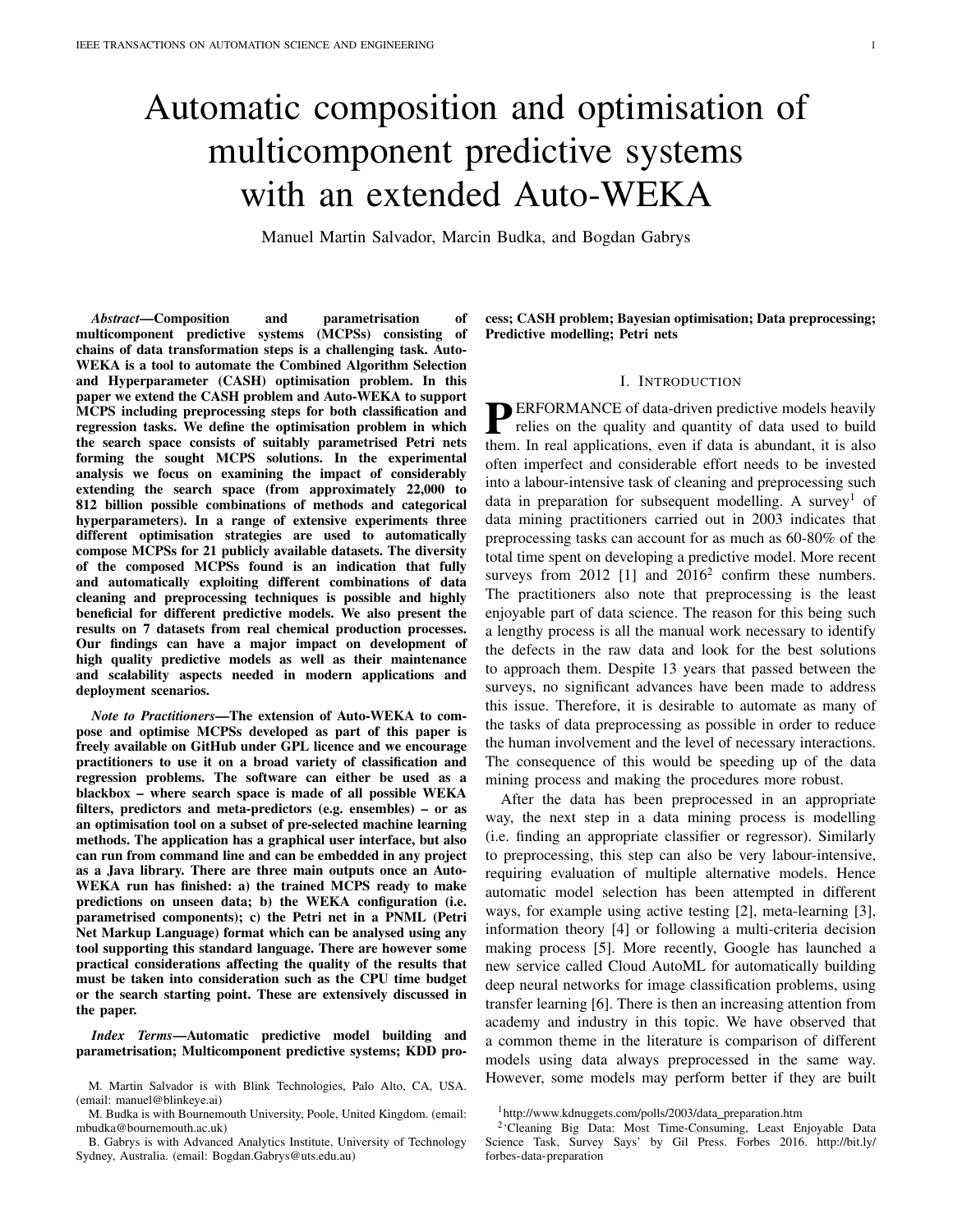# Automatic composition and optimisation of multicomponent predictive systems with an extended Auto-WEKA

Manuel Martin Salvador, Marcin Budka, and Bogdan Gabrys

***Abstract*—Composition and parametrisation of multicomponent predictive systems (MCPSs) consisting of chains of data transformation steps is a challenging task. Auto-WEKA is a tool to automate the Combined Algorithm Selection and Hyperparameter (CASH) optimisation problem. In this paper we extend the CASH problem and Auto-WEKA to support MCPS including preprocessing steps for both classification and regression tasks. We define the optimisation problem in which the search space consists of suitably parametrised Petri nets forming the sought MCPS solutions. In the experimental analysis we focus on examining the impact of considerably extending the search space (from approximately 22,000 to 812 billion possible combinations of methods and categorical hyperparameters). In a range of extensive experiments three different optimisation strategies are used to automatically compose MCPSs for 21 publicly available datasets. The diversity of the composed MCPSs found is an indication that fully and automatically exploiting different combinations of data cleaning and preprocessing techniques is possible and highly beneficial for different predictive models. We also present the results on 7 datasets from real chemical production processes. Our findings can have a major impact on development of high quality predictive models as well as their maintenance and scalability aspects needed in modern applications and deployment scenarios.**

***Note to Practitioners*—The extension of Auto-WEKA to compose and optimise MCPSs developed as part of this paper is freely available on GitHub under GPL licence and we encourage practitioners to use it on a broad variety of classification and regression problems. The software can either be used as a blackbox – where search space is made of all possible WEKA filters, predictors and meta-predictors (e.g. ensembles) – or as an optimisation tool on a subset of pre-selected machine learning methods. The application has a graphical user interface, but also can run from command line and can be embedded in any project as a Java library. There are three main outputs once an Auto-WEKA run has finished: a) the trained MCPS ready to make predictions on unseen data; b) the WEKA configuration (i.e. parametrised components); c) the Petri net in a PNML (Petri Net Markup Language) format which can be analysed using any tool supporting this standard language. There are however some practical considerations affecting the quality of the results that must be taken into consideration such as the CPU time budget or the search starting point. These are extensively discussed in the paper.**

***Index Terms*—Automatic predictive model building and parametrisation; Multicomponent predictive systems; KDD process; CASH problem; Bayesian optimisation; Data preprocessing; Predictive modelling; Petri nets**

M. Martin Salvador is with Blink Technologies, Palo Alto, CA, USA. (email: manuel@blinkeye.ai)

M. Budka is with Bournemouth University, Poole, United Kingdom. (email: mbudka@bournemouth.ac.uk)

B. Gabrys is with Advanced Analytics Institute, University of Technology Sydney, Australia. (email: Bogdan.Gabrys@uts.edu.au)

## I. Introduction

Performance of data-driven predictive models heavily relies on the quality and quantity of data used to build them. In real applications, even if data is abundant, it is also often imperfect and considerable effort needs to be invested into a labour-intensive task of cleaning and preprocessing such data in preparation for subsequent modelling. A survey[1] of data mining practitioners carried out in 2003 indicates that preprocessing tasks can account for as much as 60-80% of the total time spent on developing a predictive model. More recent surveys from 2012 [1] and 2016[2] confirm these numbers. The practitioners also note that preprocessing is the least enjoyable part of data science. The reason for this being such a lengthy process is all the manual work necessary to identify the defects in the raw data and look for the best solutions to approach them. Despite 13 years that passed between the surveys, no significant advances have been made to address this issue. Therefore, it is desirable to automate as many of the tasks of data preprocessing as possible in order to reduce the human involvement and the level of necessary interactions. The consequence of this would be speeding up of the data mining process and making the procedures more robust.

After the data has been preprocessed in an appropriate way, the next step in a data mining process is modelling (i.e. finding an appropriate classifier or regressor). Similarly to preprocessing, this step can also be very labour-intensive, requiring evaluation of multiple alternative models. Hence automatic model selection has been attempted in different ways, for example using active testing [2], meta-learning [3], information theory [4] or following a multi-criteria decision making process [5]. More recently, Google has launched a new service called Cloud AutoML for automatically building deep neural networks for image classification problems, using transfer learning [6]. There is then an increasing attention from academy and industry in this topic. We have observed that a common theme in the literature is comparison of different models using data always preprocessed in the same way. However, some models may perform better if they are built

[1] http://www.kdnuggets.com/polls/2003/data_preparation.htm

[2] 'Cleaning Big Data: Most Time-Consuming, Least Enjoyable Data Science Task, Survey Says' by Gil Press. Forbes 2016. http://bit.ly/forbes-data-preparation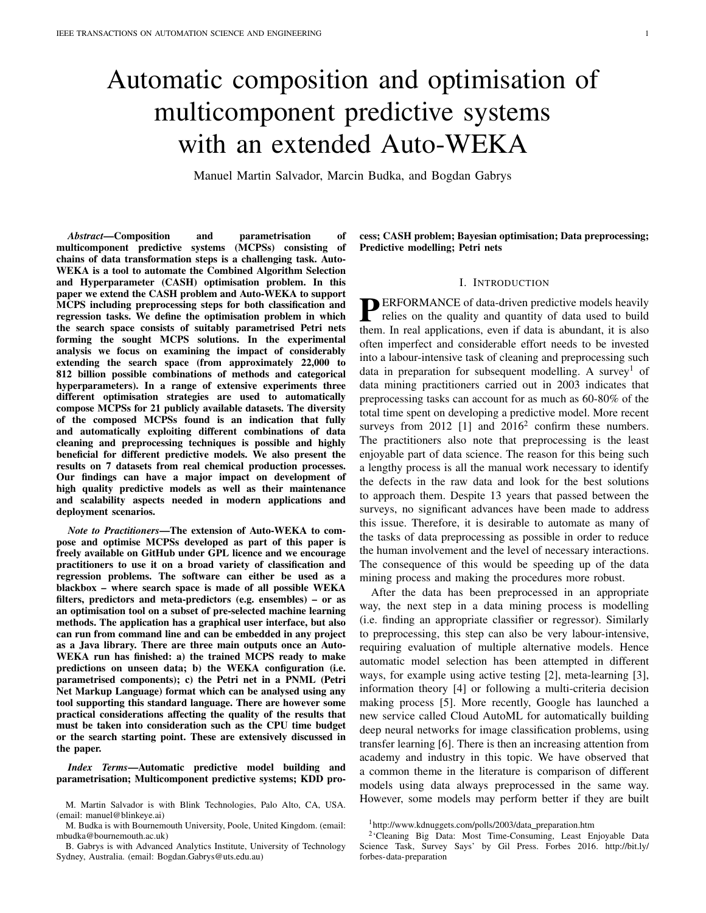# Automatic composition and optimisation of multicomponent predictive systems with an extended Auto-WEKA

Manuel Martin Salvador, Marcin Budka, and Bogdan Gabrys

***Abstract*—Composition and parametrisation of multicomponent predictive systems (MCPSs) consisting of chains of data transformation steps is a challenging task. Auto-WEKA is a tool to automate the Combined Algorithm Selection and Hyperparameter (CASH) optimisation problem. In this paper we extend the CASH problem and Auto-WEKA to support MCPS including preprocessing steps for both classification and regression tasks. We define the optimisation problem in which the search space consists of suitably parametrised Petri nets forming the sought MCPS solutions. In the experimental analysis we focus on examining the impact of considerably extending the search space (from approximately 22,000 to 812 billion possible combinations of methods and categorical hyperparameters). In a range of extensive experiments three different optimisation strategies are used to automatically compose MCPSs for 21 publicly available datasets. The diversity of the composed MCPSs found is an indication that fully and automatically exploiting different combinations of data cleaning and preprocessing techniques is possible and highly beneficial for different predictive models. We also present the results on 7 datasets from real chemical production processes. Our findings can have a major impact on development of high quality predictive models as well as their maintenance and scalability aspects needed in modern applications and deployment scenarios.**

***Note to Practitioners*—The extension of Auto-WEKA to compose and optimise MCPSs developed as part of this paper is freely available on GitHub under GPL licence and we encourage practitioners to use it on a broad variety of classification and regression problems. The software can either be used as a blackbox – where search space is made of all possible WEKA filters, predictors and meta-predictors (e.g. ensembles) – or as an optimisation tool on a subset of pre-selected machine learning methods. The application has a graphical user interface, but also can run from command line and can be embedded in any project as a Java library. There are three main outputs once an Auto-WEKA run has finished: a) the trained MCPS ready to make predictions on unseen data; b) the WEKA configuration (i.e. parametrised components); c) the Petri net in a PNML (Petri Net Markup Language) format which can be analysed using any tool supporting this standard language. There are however some practical considerations affecting the quality of the results that must be taken into consideration such as the CPU time budget or the search starting point. These are extensively discussed in the paper.**

***Index Terms*—Automatic predictive model building and parametrisation; Multicomponent predictive systems; KDD process; CASH problem; Bayesian optimisation; Data preprocessing; Predictive modelling; Petri nets**

M. Martin Salvador is with Blink Technologies, Palo Alto, CA, USA. (email: manuel@blinkeye.ai)

M. Budka is with Bournemouth University, Poole, United Kingdom. (email: mbudka@bournemouth.ac.uk)

B. Gabrys is with Advanced Analytics Institute, University of Technology Sydney, Australia. (email: Bogdan.Gabrys@uts.edu.au)

## I. Introduction

Performance of data-driven predictive models heavily relies on the quality and quantity of data used to build them. In real applications, even if data is abundant, it is also often imperfect and considerable effort needs to be invested into a labour-intensive task of cleaning and preprocessing such data in preparation for subsequent modelling. A survey[1] of data mining practitioners carried out in 2003 indicates that preprocessing tasks can account for as much as 60-80% of the total time spent on developing a predictive model. More recent surveys from 2012 [1] and 2016[2] confirm these numbers. The practitioners also note that preprocessing is the least enjoyable part of data science. The reason for this being such a lengthy process is all the manual work necessary to identify the defects in the raw data and look for the best solutions to approach them. Despite 13 years that passed between the surveys, no significant advances have been made to address this issue. Therefore, it is desirable to automate as many of the tasks of data preprocessing as possible in order to reduce the human involvement and the level of necessary interactions. The consequence of this would be speeding up of the data mining process and making the procedures more robust.

After the data has been preprocessed in an appropriate way, the next step in a data mining process is modelling (i.e. finding an appropriate classifier or regressor). Similarly to preprocessing, this step can also be very labour-intensive, requiring evaluation of multiple alternative models. Hence automatic model selection has been attempted in different ways, for example using active testing [2], meta-learning [3], information theory [4] or following a multi-criteria decision making process [5]. More recently, Google has launched a new service called Cloud AutoML for automatically building deep neural networks for image classification problems, using transfer learning [6]. There is then an increasing attention from academy and industry in this topic. We have observed that a common theme in the literature is comparison of different models using data always preprocessed in the same way. However, some models may perform better if they are built

[1] http://www.kdnuggets.com/polls/2003/data_preparation.htm

[2] 'Cleaning Big Data: Most Time-Consuming, Least Enjoyable Data Science Task, Survey Says' by Gil Press. Forbes 2016. http://bit.ly/forbes-data-preparation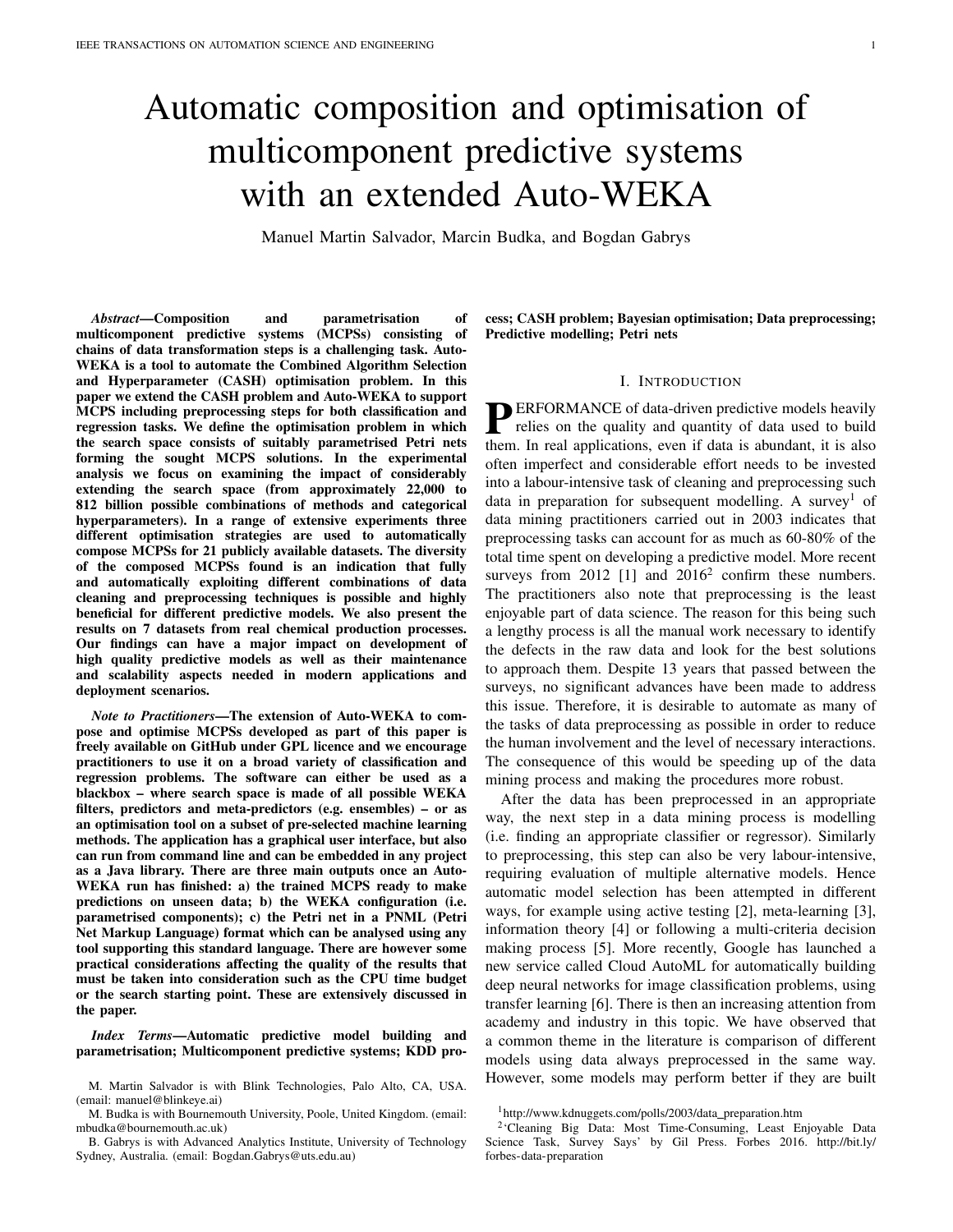# Automatic composition and optimisation of multicomponent predictive systems with an extended Auto-WEKA

Manuel Martin Salvador, Marcin Budka, and Bogdan Gabrys

***Abstract*—Composition and parametrisation of multicomponent predictive systems (MCPSs) consisting of chains of data transformation steps is a challenging task. Auto-WEKA is a tool to automate the Combined Algorithm Selection and Hyperparameter (CASH) optimisation problem. In this paper we extend the CASH problem and Auto-WEKA to support MCPS including preprocessing steps for both classification and regression tasks. We define the optimisation problem in which the search space consists of suitably parametrised Petri nets forming the sought MCPS solutions. In the experimental analysis we focus on examining the impact of considerably extending the search space (from approximately 22,000 to 812 billion possible combinations of methods and categorical hyperparameters). In a range of extensive experiments three different optimisation strategies are used to automatically compose MCPSs for 21 publicly available datasets. The diversity of the composed MCPSs found is an indication that fully and automatically exploiting different combinations of data cleaning and preprocessing techniques is possible and highly beneficial for different predictive models. We also present the results on 7 datasets from real chemical production processes. Our findings can have a major impact on development of high quality predictive models as well as their maintenance and scalability aspects needed in modern applications and deployment scenarios.**

***Note to Practitioners*—The extension of Auto-WEKA to compose and optimise MCPSs developed as part of this paper is freely available on GitHub under GPL licence and we encourage practitioners to use it on a broad variety of classification and regression problems. The software can either be used as a blackbox – where search space is made of all possible WEKA filters, predictors and meta-predictors (e.g. ensembles) – or as an optimisation tool on a subset of pre-selected machine learning methods. The application has a graphical user interface, but also can run from command line and can be embedded in any project as a Java library. There are three main outputs once an Auto-WEKA run has finished: a) the trained MCPS ready to make predictions on unseen data; b) the WEKA configuration (i.e. parametrised components); c) the Petri net in a PNML (Petri Net Markup Language) format which can be analysed using any tool supporting this standard language. There are however some practical considerations affecting the quality of the results that must be taken into consideration such as the CPU time budget or the search starting point. These are extensively discussed in the paper.**

***Index Terms*—Automatic predictive model building and parametrisation; Multicomponent predictive systems; KDD process; CASH problem; Bayesian optimisation; Data preprocessing; Predictive modelling; Petri nets**

M. Martin Salvador is with Blink Technologies, Palo Alto, CA, USA. (email: manuel@blinkeye.ai)

M. Budka is with Bournemouth University, Poole, United Kingdom. (email: mbudka@bournemouth.ac.uk)

B. Gabrys is with Advanced Analytics Institute, University of Technology Sydney, Australia. (email: Bogdan.Gabrys@uts.edu.au)

## I. Introduction

Performance of data-driven predictive models heavily relies on the quality and quantity of data used to build them. In real applications, even if data is abundant, it is also often imperfect and considerable effort needs to be invested into a labour-intensive task of cleaning and preprocessing such data in preparation for subsequent modelling. A survey[1] of data mining practitioners carried out in 2003 indicates that preprocessing tasks can account for as much as 60-80% of the total time spent on developing a predictive model. More recent surveys from 2012 [1] and 2016[2] confirm these numbers. The practitioners also note that preprocessing is the least enjoyable part of data science. The reason for this being such a lengthy process is all the manual work necessary to identify the defects in the raw data and look for the best solutions to approach them. Despite 13 years that passed between the surveys, no significant advances have been made to address this issue. Therefore, it is desirable to automate as many of the tasks of data preprocessing as possible in order to reduce the human involvement and the level of necessary interactions. The consequence of this would be speeding up of the data mining process and making the procedures more robust.

After the data has been preprocessed in an appropriate way, the next step in a data mining process is modelling (i.e. finding an appropriate classifier or regressor). Similarly to preprocessing, this step can also be very labour-intensive, requiring evaluation of multiple alternative models. Hence automatic model selection has been attempted in different ways, for example using active testing [2], meta-learning [3], information theory [4] or following a multi-criteria decision making process [5]. More recently, Google has launched a new service called Cloud AutoML for automatically building deep neural networks for image classification problems, using transfer learning [6]. There is then an increasing attention from academy and industry in this topic. We have observed that a common theme in the literature is comparison of different models using data always preprocessed in the same way. However, some models may perform better if they are built

[1] http://www.kdnuggets.com/polls/2003/data_preparation.htm

[2] 'Cleaning Big Data: Most Time-Consuming, Least Enjoyable Data Science Task, Survey Says' by Gil Press. Forbes 2016. http://bit.ly/forbes-data-preparation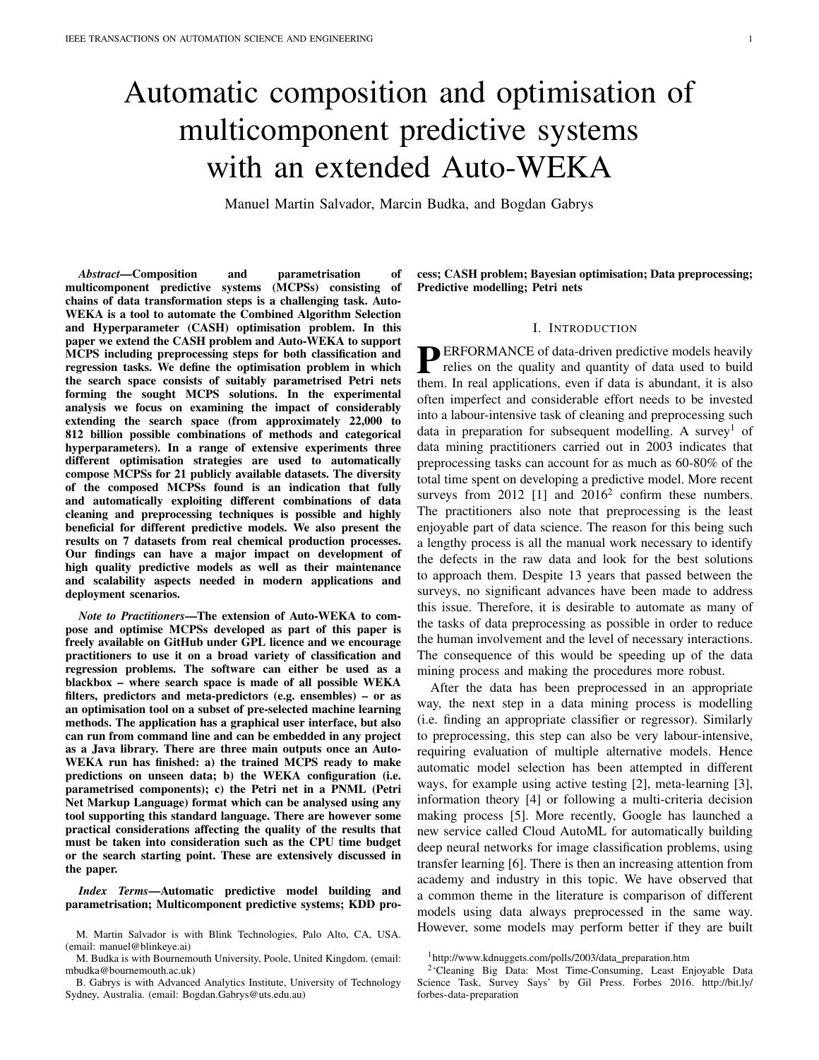# Automatic composition and optimisation of multicomponent predictive systems with an extended Auto-WEKA

Manuel Martin Salvador, Marcin Budka, and Bogdan Gabrys

***Abstract*—Composition and parametrisation of multicomponent predictive systems (MCPSs) consisting of chains of data transformation steps is a challenging task. Auto-WEKA is a tool to automate the Combined Algorithm Selection and Hyperparameter (CASH) optimisation problem. In this paper we extend the CASH problem and Auto-WEKA to support MCPS including preprocessing steps for both classification and regression tasks. We define the optimisation problem in which the search space consists of suitably parametrised Petri nets forming the sought MCPS solutions. In the experimental analysis we focus on examining the impact of considerably extending the search space (from approximately 22,000 to 812 billion possible combinations of methods and categorical hyperparameters). In a range of extensive experiments three different optimisation strategies are used to automatically compose MCPSs for 21 publicly available datasets. The diversity of the composed MCPSs found is an indication that fully and automatically exploiting different combinations of data cleaning and preprocessing techniques is possible and highly beneficial for different predictive models. We also present the results on 7 datasets from real chemical production processes. Our findings can have a major impact on development of high quality predictive models as well as their maintenance and scalability aspects needed in modern applications and deployment scenarios.**

***Note to Practitioners*—The extension of Auto-WEKA to compose and optimise MCPSs developed as part of this paper is freely available on GitHub under GPL licence and we encourage practitioners to use it on a broad variety of classification and regression problems. The software can either be used as a blackbox – where search space is made of all possible WEKA filters, predictors and meta-predictors (e.g. ensembles) – or as an optimisation tool on a subset of pre-selected machine learning methods. The application has a graphical user interface, but also can run from command line and can be embedded in any project as a Java library. There are three main outputs once an Auto-WEKA run has finished: a) the trained MCPS ready to make predictions on unseen data; b) the WEKA configuration (i.e. parametrised components); c) the Petri net in a PNML (Petri Net Markup Language) format which can be analysed using any tool supporting this standard language. There are however some practical considerations affecting the quality of the results that must be taken into consideration such as the CPU time budget or the search starting point. These are extensively discussed in the paper.**

***Index Terms*—Automatic predictive model building and parametrisation; Multicomponent predictive systems; KDD process; CASH problem; Bayesian optimisation; Data preprocessing; Predictive modelling; Petri nets**

M. Martin Salvador is with Blink Technologies, Palo Alto, CA, USA. (email: manuel@blinkeye.ai)

M. Budka is with Bournemouth University, Poole, United Kingdom. (email: mbudka@bournemouth.ac.uk)

B. Gabrys is with Advanced Analytics Institute, University of Technology Sydney, Australia. (email: Bogdan.Gabrys@uts.edu.au)

## I. Introduction

**P**ERFORMANCE of data-driven predictive models heavily relies on the quality and quantity of data used to build them. In real applications, even if data is abundant, it is also often imperfect and considerable effort needs to be invested into a labour-intensive task of cleaning and preprocessing such data in preparation for subsequent modelling. A survey[1] of data mining practitioners carried out in 2003 indicates that preprocessing tasks can account for as much as 60-80% of the total time spent on developing a predictive model. More recent surveys from 2012 [1] and 2016[2] confirm these numbers. The practitioners also note that preprocessing is the least enjoyable part of data science. The reason for this being such a lengthy process is all the manual work necessary to identify the defects in the raw data and look for the best solutions to approach them. Despite 13 years that passed between the surveys, no significant advances have been made to address this issue. Therefore, it is desirable to automate as many of the tasks of data preprocessing as possible in order to reduce the human involvement and the level of necessary interactions. The consequence of this would be speeding up of the data mining process and making the procedures more robust.

After the data has been preprocessed in an appropriate way, the next step in a data mining process is modelling (i.e. finding an appropriate classifier or regressor). Similarly to preprocessing, this step can also be very labour-intensive, requiring evaluation of multiple alternative models. Hence automatic model selection has been attempted in different ways, for example using active testing [2], meta-learning [3], information theory [4] or following a multi-criteria decision making process [5]. More recently, Google has launched a new service called Cloud AutoML for automatically building deep neural networks for image classification problems, using transfer learning [6]. There is then an increasing attention from academy and industry in this topic. We have observed that a common theme in the literature is comparison of different models using data always preprocessed in the same way. However, some models may perform better if they are built

[1] http://www.kdnuggets.com/polls/2003/data_preparation.htm

[2] 'Cleaning Big Data: Most Time-Consuming, Least Enjoyable Data Science Task, Survey Says' by Gil Press. Forbes 2016. http://bit.ly/forbes-data-preparation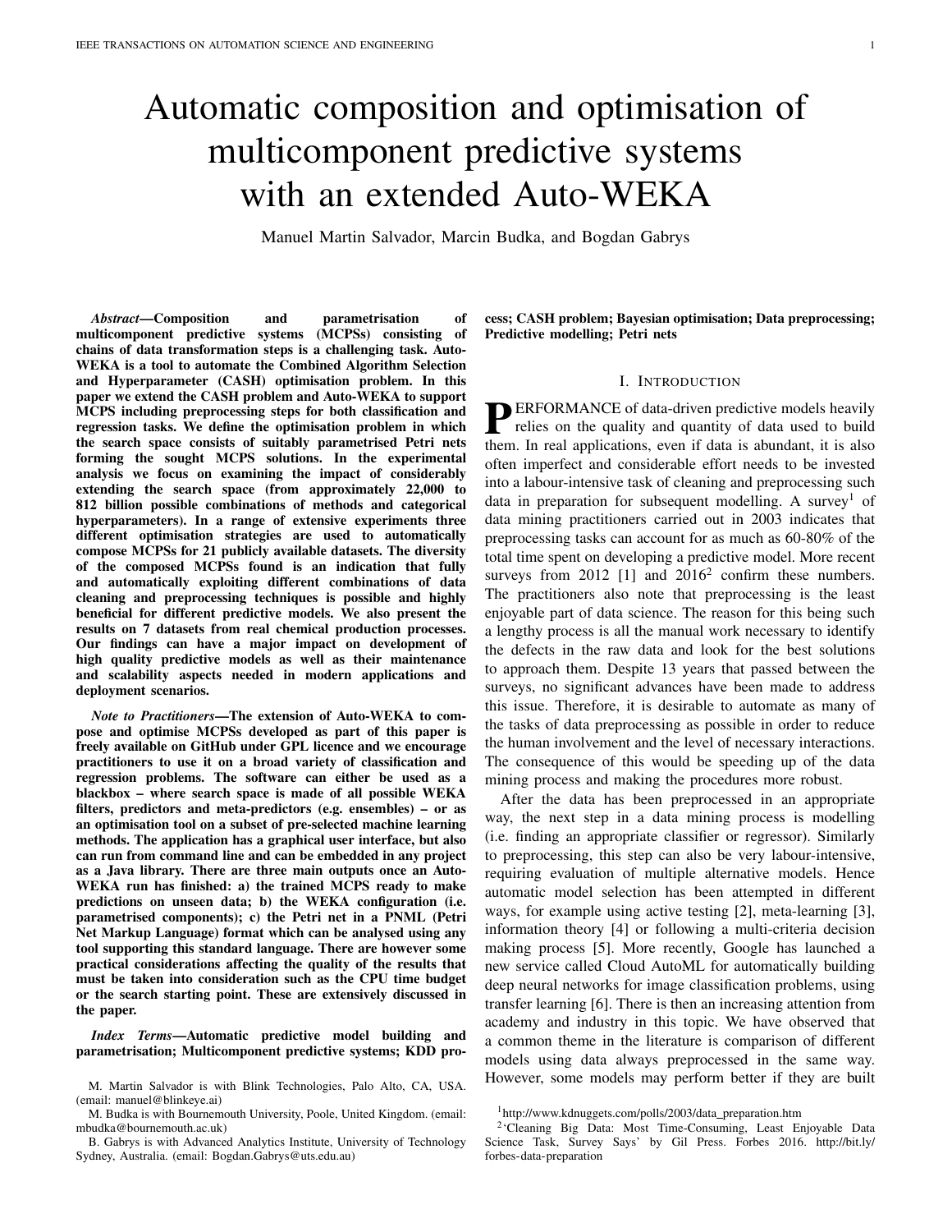# Automatic composition and optimisation of multicomponent predictive systems with an extended Auto-WEKA

Manuel Martin Salvador, Marcin Budka, and Bogdan Gabrys

***Abstract*—Composition and parametrisation of multicomponent predictive systems (MCPSs) consisting of chains of data transformation steps is a challenging task. Auto-WEKA is a tool to automate the Combined Algorithm Selection and Hyperparameter (CASH) optimisation problem. In this paper we extend the CASH problem and Auto-WEKA to support MCPS including preprocessing steps for both classification and regression tasks. We define the optimisation problem in which the search space consists of suitably parametrised Petri nets forming the sought MCPS solutions. In the experimental analysis we focus on examining the impact of considerably extending the search space (from approximately 22,000 to 812 billion possible combinations of methods and categorical hyperparameters). In a range of extensive experiments three different optimisation strategies are used to automatically compose MCPSs for 21 publicly available datasets. The diversity of the composed MCPSs found is an indication that fully and automatically exploiting different combinations of data cleaning and preprocessing techniques is possible and highly beneficial for different predictive models. We also present the results on 7 datasets from real chemical production processes. Our findings can have a major impact on development of high quality predictive models as well as their maintenance and scalability aspects needed in modern applications and deployment scenarios.**

***Note to Practitioners*—The extension of Auto-WEKA to compose and optimise MCPSs developed as part of this paper is freely available on GitHub under GPL licence and we encourage practitioners to use it on a broad variety of classification and regression problems. The software can either be used as a blackbox – where search space is made of all possible WEKA filters, predictors and meta-predictors (e.g. ensembles) – or as an optimisation tool on a subset of pre-selected machine learning methods. The application has a graphical user interface, but also can run from command line and can be embedded in any project as a Java library. There are three main outputs once an Auto-WEKA run has finished: a) the trained MCPS ready to make predictions on unseen data; b) the WEKA configuration (i.e. parametrised components); c) the Petri net in a PNML (Petri Net Markup Language) format which can be analysed using any tool supporting this standard language. There are however some practical considerations affecting the quality of the results that must be taken into consideration such as the CPU time budget or the search starting point. These are extensively discussed in the paper.**

***Index Terms*—Automatic predictive model building and parametrisation; Multicomponent predictive systems; KDD process; CASH problem; Bayesian optimisation; Data preprocessing; Predictive modelling; Petri nets**

M. Martin Salvador is with Blink Technologies, Palo Alto, CA, USA. (email: manuel@blinkeye.ai)

M. Budka is with Bournemouth University, Poole, United Kingdom. (email: mbudka@bournemouth.ac.uk)

B. Gabrys is with Advanced Analytics Institute, University of Technology Sydney, Australia. (email: Bogdan.Gabrys@uts.edu.au)

## I. Introduction

Performance of data-driven predictive models heavily relies on the quality and quantity of data used to build them. In real applications, even if data is abundant, it is also often imperfect and considerable effort needs to be invested into a labour-intensive task of cleaning and preprocessing such data in preparation for subsequent modelling. A survey[1] of data mining practitioners carried out in 2003 indicates that preprocessing tasks can account for as much as 60-80% of the total time spent on developing a predictive model. More recent surveys from 2012 [1] and 2016[2] confirm these numbers. The practitioners also note that preprocessing is the least enjoyable part of data science. The reason for this being such a lengthy process is all the manual work necessary to identify the defects in the raw data and look for the best solutions to approach them. Despite 13 years that passed between the surveys, no significant advances have been made to address this issue. Therefore, it is desirable to automate as many of the tasks of data preprocessing as possible in order to reduce the human involvement and the level of necessary interactions. The consequence of this would be speeding up of the data mining process and making the procedures more robust.

After the data has been preprocessed in an appropriate way, the next step in a data mining process is modelling (i.e. finding an appropriate classifier or regressor). Similarly to preprocessing, this step can also be very labour-intensive, requiring evaluation of multiple alternative models. Hence automatic model selection has been attempted in different ways, for example using active testing [2], meta-learning [3], information theory [4] or following a multi-criteria decision making process [5]. More recently, Google has launched a new service called Cloud AutoML for automatically building deep neural networks for image classification problems, using transfer learning [6]. There is then an increasing attention from academy and industry in this topic. We have observed that a common theme in the literature is comparison of different models using data always preprocessed in the same way. However, some models may perform better if they are built

[1] http://www.kdnuggets.com/polls/2003/data_preparation.htm

[2] 'Cleaning Big Data: Most Time-Consuming, Least Enjoyable Data Science Task, Survey Says' by Gil Press. Forbes 2016. http://bit.ly/forbes-data-preparation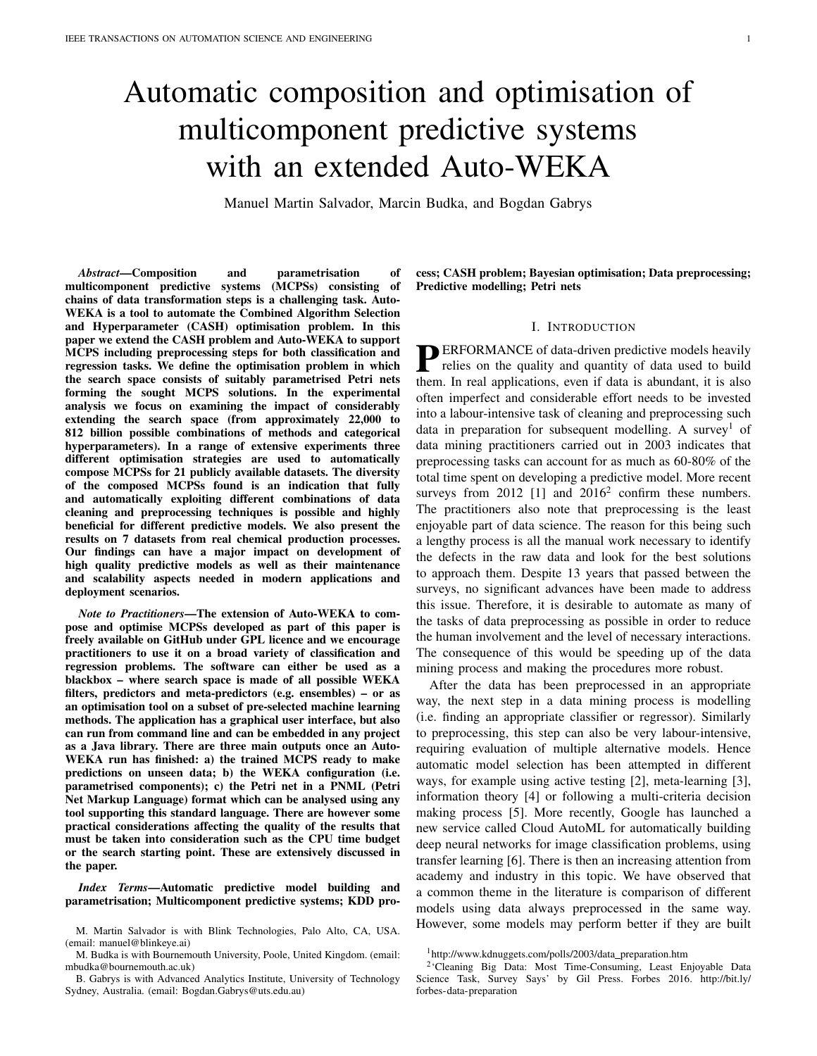# Automatic composition and optimisation of multicomponent predictive systems with an extended Auto-WEKA

Manuel Martin Salvador, Marcin Budka, and Bogdan Gabrys

***Abstract*—Composition and parametrisation of multicomponent predictive systems (MCPSs) consisting of chains of data transformation steps is a challenging task. Auto-WEKA is a tool to automate the Combined Algorithm Selection and Hyperparameter (CASH) optimisation problem. In this paper we extend the CASH problem and Auto-WEKA to support MCPS including preprocessing steps for both classification and regression tasks. We define the optimisation problem in which the search space consists of suitably parametrised Petri nets forming the sought MCPS solutions. In the experimental analysis we focus on examining the impact of considerably extending the search space (from approximately 22,000 to 812 billion possible combinations of methods and categorical hyperparameters). In a range of extensive experiments three different optimisation strategies are used to automatically compose MCPSs for 21 publicly available datasets. The diversity of the composed MCPSs found is an indication that fully and automatically exploiting different combinations of data cleaning and preprocessing techniques is possible and highly beneficial for different predictive models. We also present the results on 7 datasets from real chemical production processes. Our findings can have a major impact on development of high quality predictive models as well as their maintenance and scalability aspects needed in modern applications and deployment scenarios.**

***Note to Practitioners*—The extension of Auto-WEKA to compose and optimise MCPSs developed as part of this paper is freely available on GitHub under GPL licence and we encourage practitioners to use it on a broad variety of classification and regression problems. The software can either be used as a blackbox – where search space is made of all possible WEKA filters, predictors and meta-predictors (e.g. ensembles) – or as an optimisation tool on a subset of pre-selected machine learning methods. The application has a graphical user interface, but also can run from command line and can be embedded in any project as a Java library. There are three main outputs once an Auto-WEKA run has finished: a) the trained MCPS ready to make predictions on unseen data; b) the WEKA configuration (i.e. parametrised components); c) the Petri net in a PNML (Petri Net Markup Language) format which can be analysed using any tool supporting this standard language. There are however some practical considerations affecting the quality of the results that must be taken into consideration such as the CPU time budget or the search starting point. These are extensively discussed in the paper.**

***Index Terms*—Automatic predictive model building and parametrisation; Multicomponent predictive systems; KDD process; CASH problem; Bayesian optimisation; Data preprocessing; Predictive modelling; Petri nets**

M. Martin Salvador is with Blink Technologies, Palo Alto, CA, USA. (email: manuel@blinkeye.ai)

M. Budka is with Bournemouth University, Poole, United Kingdom. (email: mbudka@bournemouth.ac.uk)

B. Gabrys is with Advanced Analytics Institute, University of Technology Sydney, Australia. (email: Bogdan.Gabrys@uts.edu.au)

## I. Introduction

Performance of data-driven predictive models heavily relies on the quality and quantity of data used to build them. In real applications, even if data is abundant, it is also often imperfect and considerable effort needs to be invested into a labour-intensive task of cleaning and preprocessing such data in preparation for subsequent modelling. A survey[1] of data mining practitioners carried out in 2003 indicates that preprocessing tasks can account for as much as 60-80% of the total time spent on developing a predictive model. More recent surveys from 2012 [1] and 2016[2] confirm these numbers. The practitioners also note that preprocessing is the least enjoyable part of data science. The reason for this being such a lengthy process is all the manual work necessary to identify the defects in the raw data and look for the best solutions to approach them. Despite 13 years that passed between the surveys, no significant advances have been made to address this issue. Therefore, it is desirable to automate as many of the tasks of data preprocessing as possible in order to reduce the human involvement and the level of necessary interactions. The consequence of this would be speeding up of the data mining process and making the procedures more robust.

After the data has been preprocessed in an appropriate way, the next step in a data mining process is modelling (i.e. finding an appropriate classifier or regressor). Similarly to preprocessing, this step can also be very labour-intensive, requiring evaluation of multiple alternative models. Hence automatic model selection has been attempted in different ways, for example using active testing [2], meta-learning [3], information theory [4] or following a multi-criteria decision making process [5]. More recently, Google has launched a new service called Cloud AutoML for automatically building deep neural networks for image classification problems, using transfer learning [6]. There is then an increasing attention from academy and industry in this topic. We have observed that a common theme in the literature is comparison of different models using data always preprocessed in the same way. However, some models may perform better if they are built

[1] http://www.kdnuggets.com/polls/2003/data_preparation.htm

[2] 'Cleaning Big Data: Most Time-Consuming, Least Enjoyable Data Science Task, Survey Says' by Gil Press. Forbes 2016. http://bit.ly/forbes-data-preparation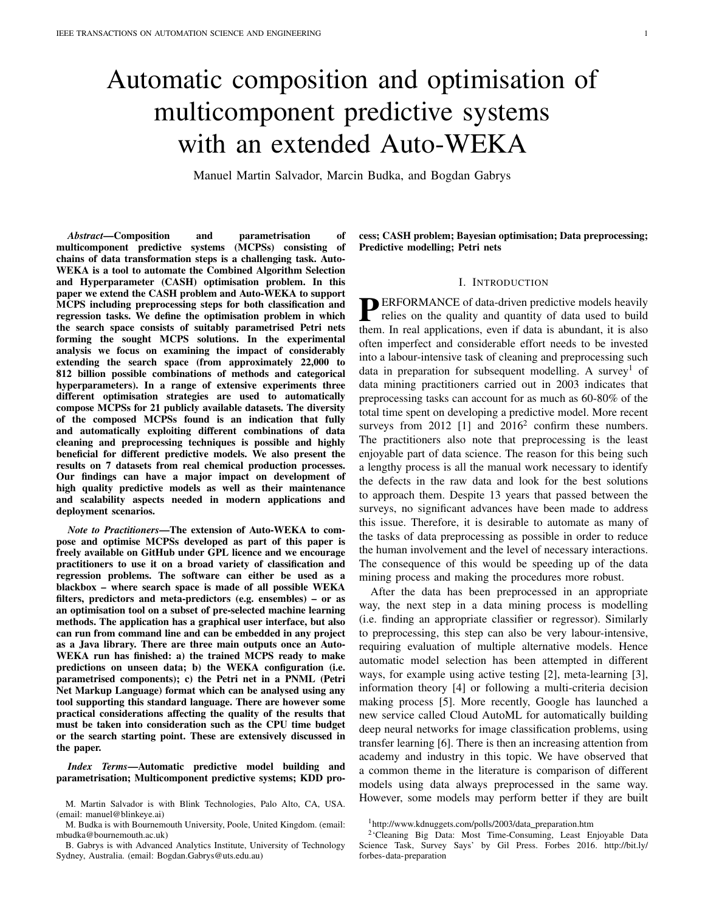# Automatic composition and optimisation of multicomponent predictive systems with an extended Auto-WEKA

Manuel Martin Salvador, Marcin Budka, and Bogdan Gabrys

***Abstract*—Composition and parametrisation of multicomponent predictive systems (MCPSs) consisting of chains of data transformation steps is a challenging task. Auto-WEKA is a tool to automate the Combined Algorithm Selection and Hyperparameter (CASH) optimisation problem. In this paper we extend the CASH problem and Auto-WEKA to support MCPS including preprocessing steps for both classification and regression tasks. We define the optimisation problem in which the search space consists of suitably parametrised Petri nets forming the sought MCPS solutions. In the experimental analysis we focus on examining the impact of considerably extending the search space (from approximately 22,000 to 812 billion possible combinations of methods and categorical hyperparameters). In a range of extensive experiments three different optimisation strategies are used to automatically compose MCPSs for 21 publicly available datasets. The diversity of the composed MCPSs found is an indication that fully and automatically exploiting different combinations of data cleaning and preprocessing techniques is possible and highly beneficial for different predictive models. We also present the results on 7 datasets from real chemical production processes. Our findings can have a major impact on development of high quality predictive models as well as their maintenance and scalability aspects needed in modern applications and deployment scenarios.**

***Note to Practitioners*—The extension of Auto-WEKA to compose and optimise MCPSs developed as part of this paper is freely available on GitHub under GPL licence and we encourage practitioners to use it on a broad variety of classification and regression problems. The software can either be used as a blackbox – where search space is made of all possible WEKA filters, predictors and meta-predictors (e.g. ensembles) – or as an optimisation tool on a subset of pre-selected machine learning methods. The application has a graphical user interface, but also can run from command line and can be embedded in any project as a Java library. There are three main outputs once an Auto-WEKA run has finished: a) the trained MCPS ready to make predictions on unseen data; b) the WEKA configuration (i.e. parametrised components); c) the Petri net in a PNML (Petri Net Markup Language) format which can be analysed using any tool supporting this standard language. There are however some practical considerations affecting the quality of the results that must be taken into consideration such as the CPU time budget or the search starting point. These are extensively discussed in the paper.**

***Index Terms*—Automatic predictive model building and parametrisation; Multicomponent predictive systems; KDD process; CASH problem; Bayesian optimisation; Data preprocessing; Predictive modelling; Petri nets**

M. Martin Salvador is with Blink Technologies, Palo Alto, CA, USA. (email: manuel@blinkeye.ai)

M. Budka is with Bournemouth University, Poole, United Kingdom. (email: mbudka@bournemouth.ac.uk)

B. Gabrys is with Advanced Analytics Institute, University of Technology Sydney, Australia. (email: Bogdan.Gabrys@uts.edu.au)

## I. Introduction

Performance of data-driven predictive models heavily relies on the quality and quantity of data used to build them. In real applications, even if data is abundant, it is also often imperfect and considerable effort needs to be invested into a labour-intensive task of cleaning and preprocessing such data in preparation for subsequent modelling. A survey[1] of data mining practitioners carried out in 2003 indicates that preprocessing tasks can account for as much as 60-80% of the total time spent on developing a predictive model. More recent surveys from 2012 [1] and 2016[2] confirm these numbers. The practitioners also note that preprocessing is the least enjoyable part of data science. The reason for this being such a lengthy process is all the manual work necessary to identify the defects in the raw data and look for the best solutions to approach them. Despite 13 years that passed between the surveys, no significant advances have been made to address this issue. Therefore, it is desirable to automate as many of the tasks of data preprocessing as possible in order to reduce the human involvement and the level of necessary interactions. The consequence of this would be speeding up of the data mining process and making the procedures more robust.

After the data has been preprocessed in an appropriate way, the next step in a data mining process is modelling (i.e. finding an appropriate classifier or regressor). Similarly to preprocessing, this step can also be very labour-intensive, requiring evaluation of multiple alternative models. Hence automatic model selection has been attempted in different ways, for example using active testing [2], meta-learning [3], information theory [4] or following a multi-criteria decision making process [5]. More recently, Google has launched a new service called Cloud AutoML for automatically building deep neural networks for image classification problems, using transfer learning [6]. There is then an increasing attention from academy and industry in this topic. We have observed that a common theme in the literature is comparison of different models using data always preprocessed in the same way. However, some models may perform better if they are built

[1] http://www.kdnuggets.com/polls/2003/data_preparation.htm

[2] 'Cleaning Big Data: Most Time-Consuming, Least Enjoyable Data Science Task, Survey Says' by Gil Press. Forbes 2016. http://bit.ly/forbes-data-preparation